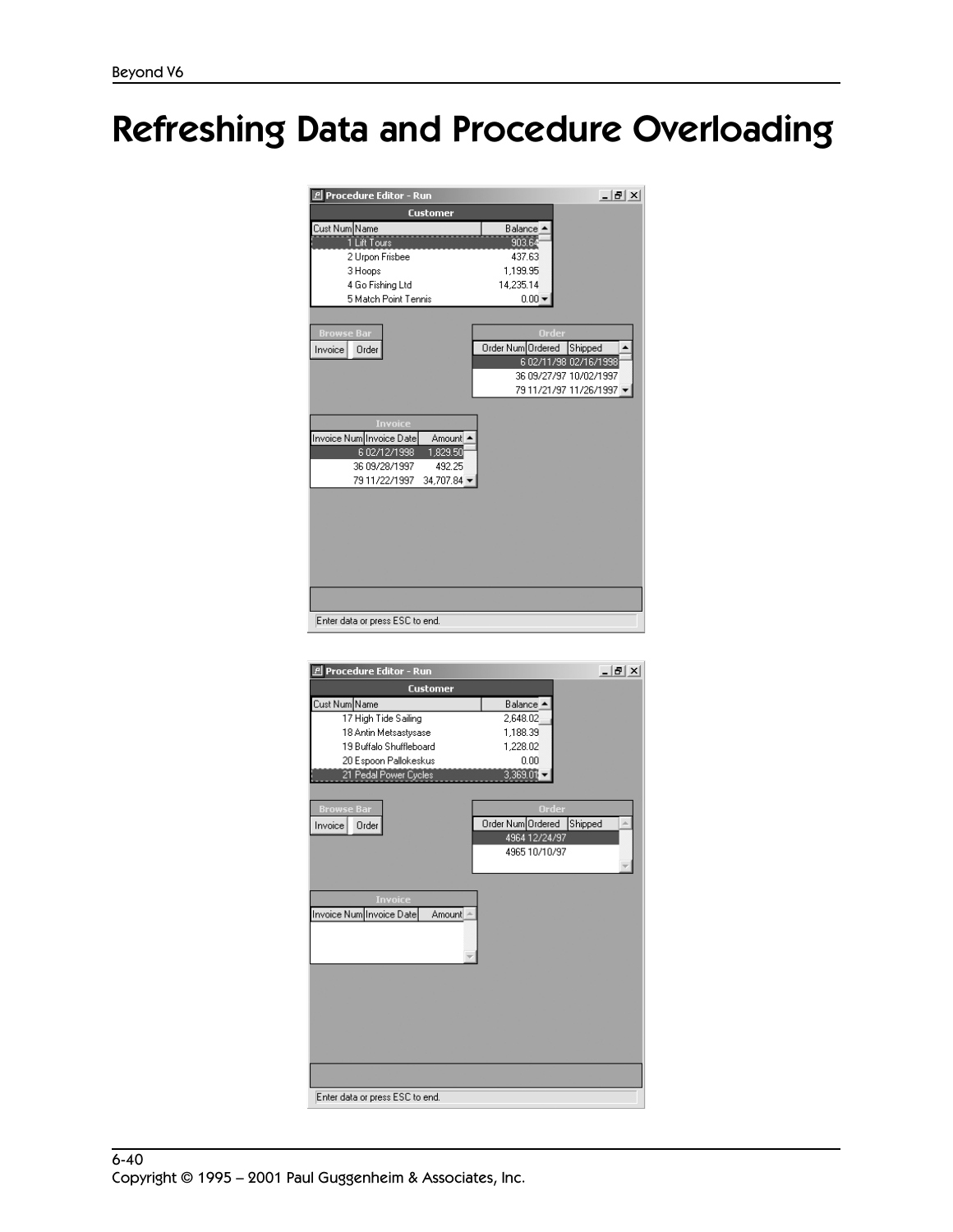# Refreshing Data and Procedure Overloading

Procedure Editor - Run

**Customer**

| Cust Num | Name | Balance |
|---|---|---|
| 1 | Lift Tours | 903.64 |
| 2 | Urpon Frisbee | 437.63 |
| 3 | Hoops | 1,199.95 |
| 4 | Go Fishing Ltd | 14,235.14 |
| 5 | Match Point Tennis | 0.00 |

**Browse Bar**

Invoice | Order

**Order**

| Order Num | Ordered | Shipped |
|---|---|---|
| 6 | 02/11/98 | 02/16/1998 |
| 36 | 09/27/97 | 10/02/1997 |
| 79 | 11/21/97 | 11/26/1997 |

**Invoice**

| Invoice Num | Invoice Date | Amount |
|---|---|---|
| 6 | 02/12/1998 | 1,829.50 |
| 36 | 09/28/1997 | 492.25 |
| 79 | 11/22/1997 | 34,707.84 |

Enter data or press ESC to end.

Procedure Editor - Run

**Customer**

| Cust Num | Name | Balance |
|---|---|---|
| 17 | High Tide Sailing | 2,648.02 |
| 18 | Antin Metsastysase | 1,188.39 |
| 19 | Buffalo Shuffleboard | 1,228.02 |
| 20 | Espoon Pallokeskus | 0.00 |
| 21 | Pedal Power Cycles | 3,369.01 |

**Browse Bar**

Invoice | Order

**Order**

| Order Num | Ordered | Shipped |
|---|---|---|
| 4964 | 12/24/97 | |
| 4965 | 10/10/97 | |

**Invoice**

| Invoice Num | Invoice Date | Amount |
|---|---|---|

Enter data or press ESC to end.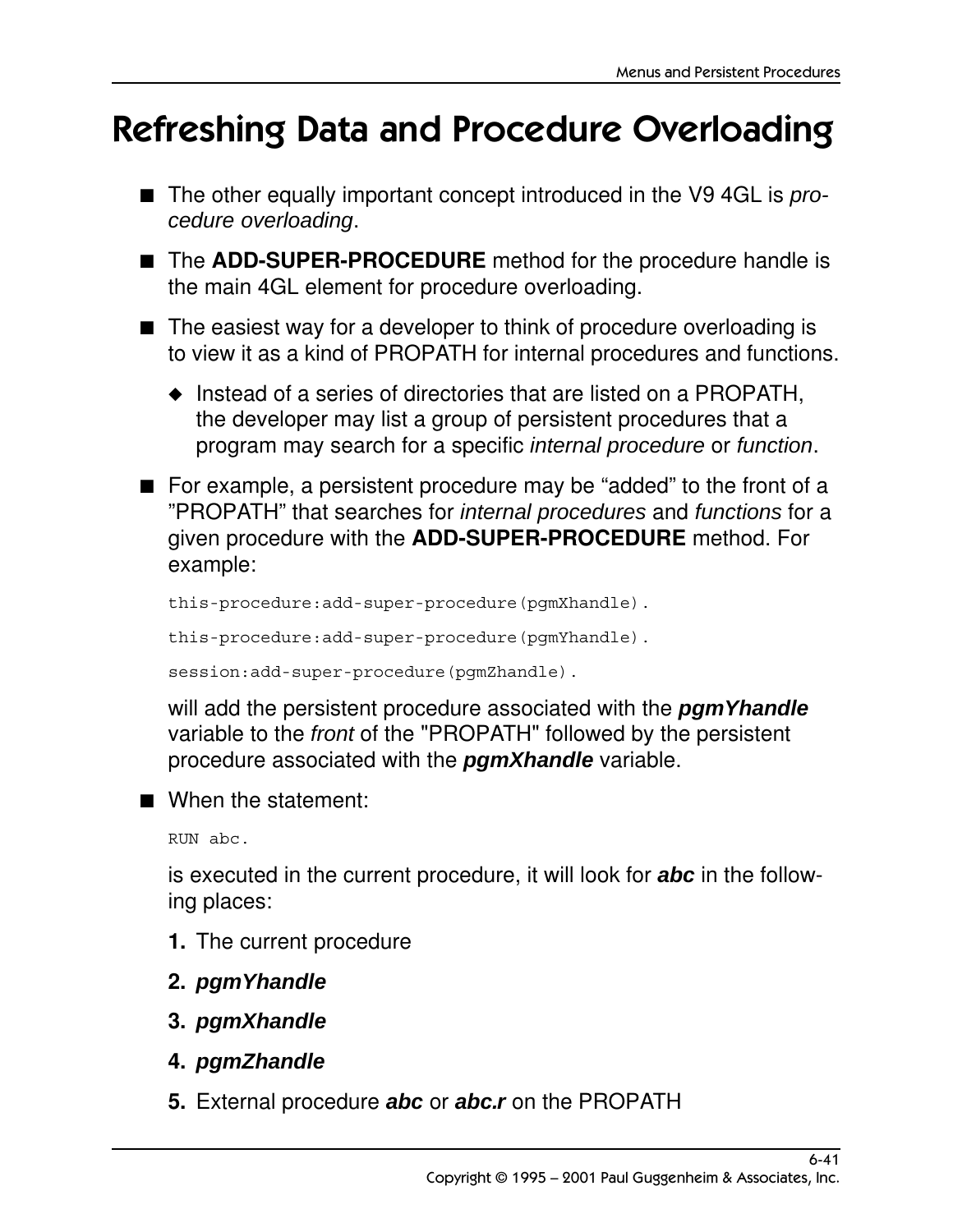# Refreshing Data and Procedure Overloading

- The other equally important concept introduced in the V9 4GL is *procedure overloading*.
- The **ADD-SUPER-PROCEDURE** method for the procedure handle is the main 4GL element for procedure overloading.
- The easiest way for a developer to think of procedure overloading is to view it as a kind of PROPATH for internal procedures and functions.
  - Instead of a series of directories that are listed on a PROPATH, the developer may list a group of persistent procedures that a program may search for a specific *internal procedure* or *function*.
- For example, a persistent procedure may be "added" to the front of a "PROPATH" that searches for *internal procedures* and *functions* for a given procedure with the **ADD-SUPER-PROCEDURE** method. For example:

  ```
  this-procedure:add-super-procedure(pgmXhandle).

  this-procedure:add-super-procedure(pgmYhandle).

  session:add-super-procedure(pgmZhandle).
  ```

  will add the persistent procedure associated with the ***pgmYhandle*** variable to the *front* of the "PROPATH" followed by the persistent procedure associated with the ***pgmXhandle*** variable.

- When the statement:

  ```
  RUN abc.
  ```

  is executed in the current procedure, it will look for ***abc*** in the following places:

  1. The current procedure
  2. ***pgmYhandle***
  3. ***pgmXhandle***
  4. ***pgmZhandle***
  5. External procedure ***abc*** or ***abc.r*** on the PROPATH